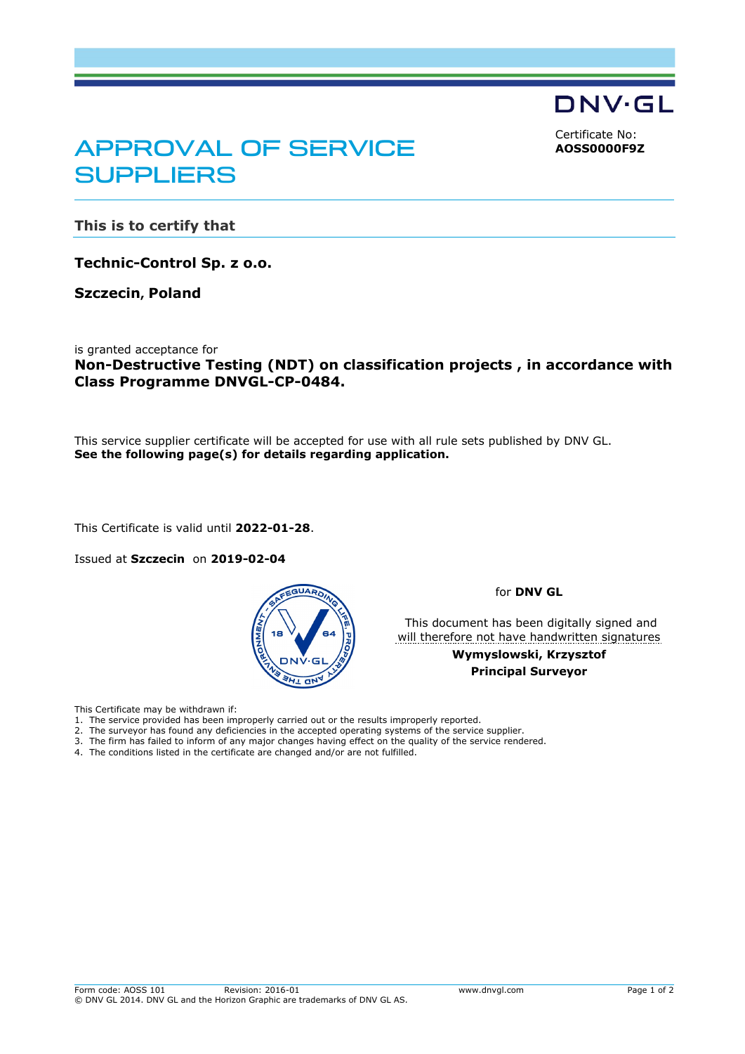DNV·GL

Certificate No:
**AOSS0000F9Z**

# APPROVAL OF SERVICE SUPPLIERS

## This is to certify that

**Technic-Control Sp. z o.o.**

**Szczecin, Poland**

is granted acceptance for

**Non-Destructive Testing (NDT) on classification projects , in accordance with Class Programme DNVGL-CP-0484.**

This service supplier certificate will be accepted for use with all rule sets published by DNV GL.
**See the following page(s) for details regarding application.**

This Certificate is valid until **2022-01-28**.

Issued at **Szczecin** on **2019-02-04**

for **DNV GL**

This document has been digitally signed and will therefore not have handwritten signatures

**Wymyslowski, Krzysztof**
**Principal Surveyor**

This Certificate may be withdrawn if:

1. The service provided has been improperly carried out or the results improperly reported.
2. The surveyor has found any deficiencies in the accepted operating systems of the service supplier.
3. The firm has failed to inform of any major changes having effect on the quality of the service rendered.
4. The conditions listed in the certificate are changed and/or are not fulfilled.

Form code: AOSS 101 Revision: 2016-01 www.dnvgl.com
© DNV GL 2014. DNV GL and the Horizon Graphic are trademarks of DNV GL AS.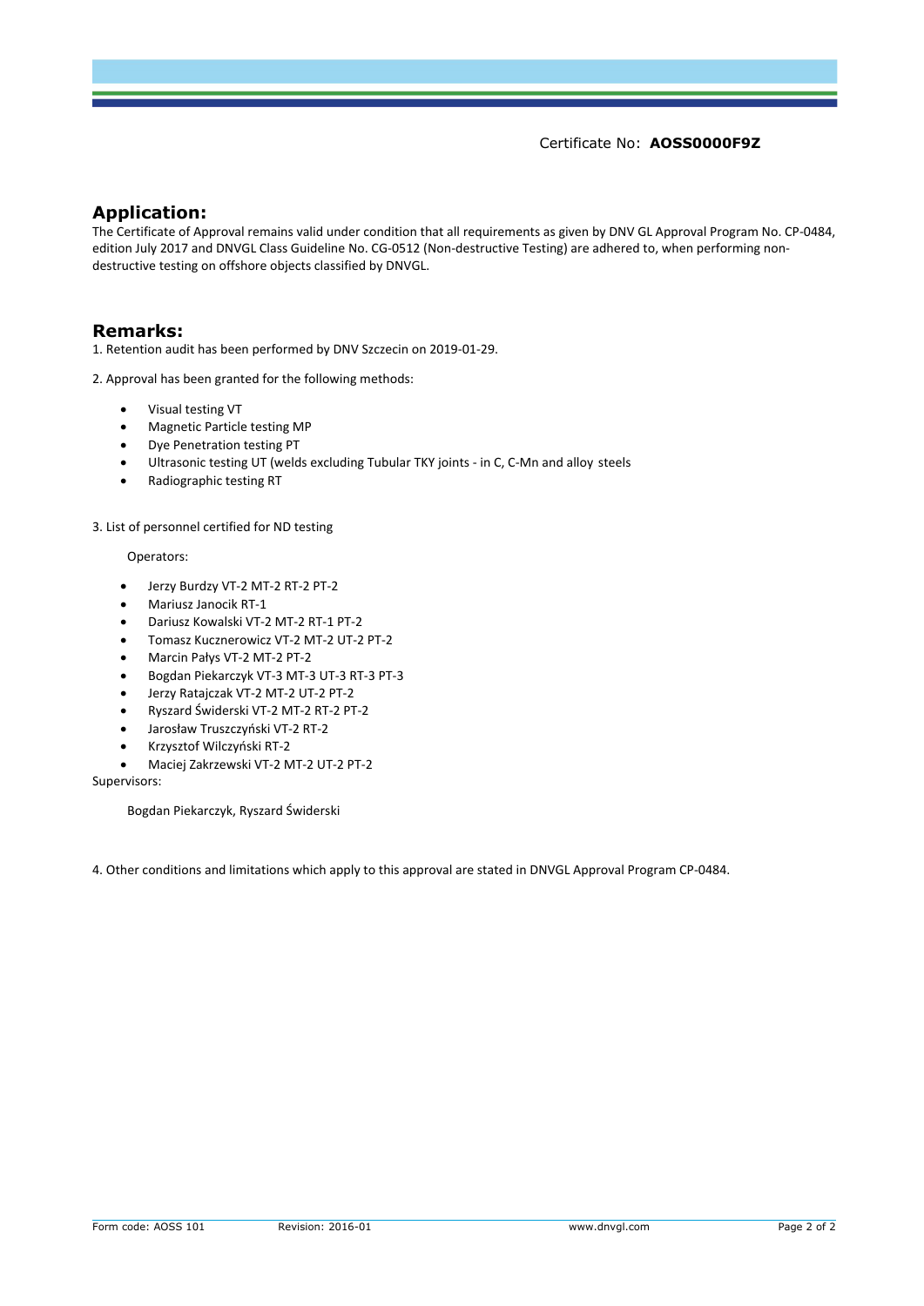Certificate No: **AOSS0000F9Z**

## Application:

The Certificate of Approval remains valid under condition that all requirements as given by DNV GL Approval Program No. CP-0484, edition July 2017 and DNVGL Class Guideline No. CG-0512 (Non-destructive Testing) are adhered to, when performing non-destructive testing on offshore objects classified by DNVGL.

## Remarks:

1. Retention audit has been performed by DNV Szczecin on 2019-01-29.

2. Approval has been granted for the following methods:

- Visual testing VT
- Magnetic Particle testing MP
- Dye Penetration testing PT
- Ultrasonic testing UT (welds excluding Tubular TKY joints - in C, C-Mn and alloy steels
- Radiographic testing RT

3. List of personnel certified for ND testing

Operators:

- Jerzy Burdzy VT-2 MT-2 RT-2 PT-2
- Mariusz Janocik RT-1
- Dariusz Kowalski VT-2 MT-2 RT-1 PT-2
- Tomasz Kucznerowicz VT-2 MT-2 UT-2 PT-2
- Marcin Pałys VT-2 MT-2 PT-2
- Bogdan Piekarczyk VT-3 MT-3 UT-3 RT-3 PT-3
- Jerzy Ratajczak VT-2 MT-2 UT-2 PT-2
- Ryszard Świderski VT-2 MT-2 RT-2 PT-2
- Jarosław Truszczyński VT-2 RT-2
- Krzysztof Wilczyński RT-2
- Maciej Zakrzewski VT-2 MT-2 UT-2 PT-2

Supervisors:

Bogdan Piekarczyk, Ryszard Świderski

4. Other conditions and limitations which apply to this approval are stated in DNVGL Approval Program CP-0484.